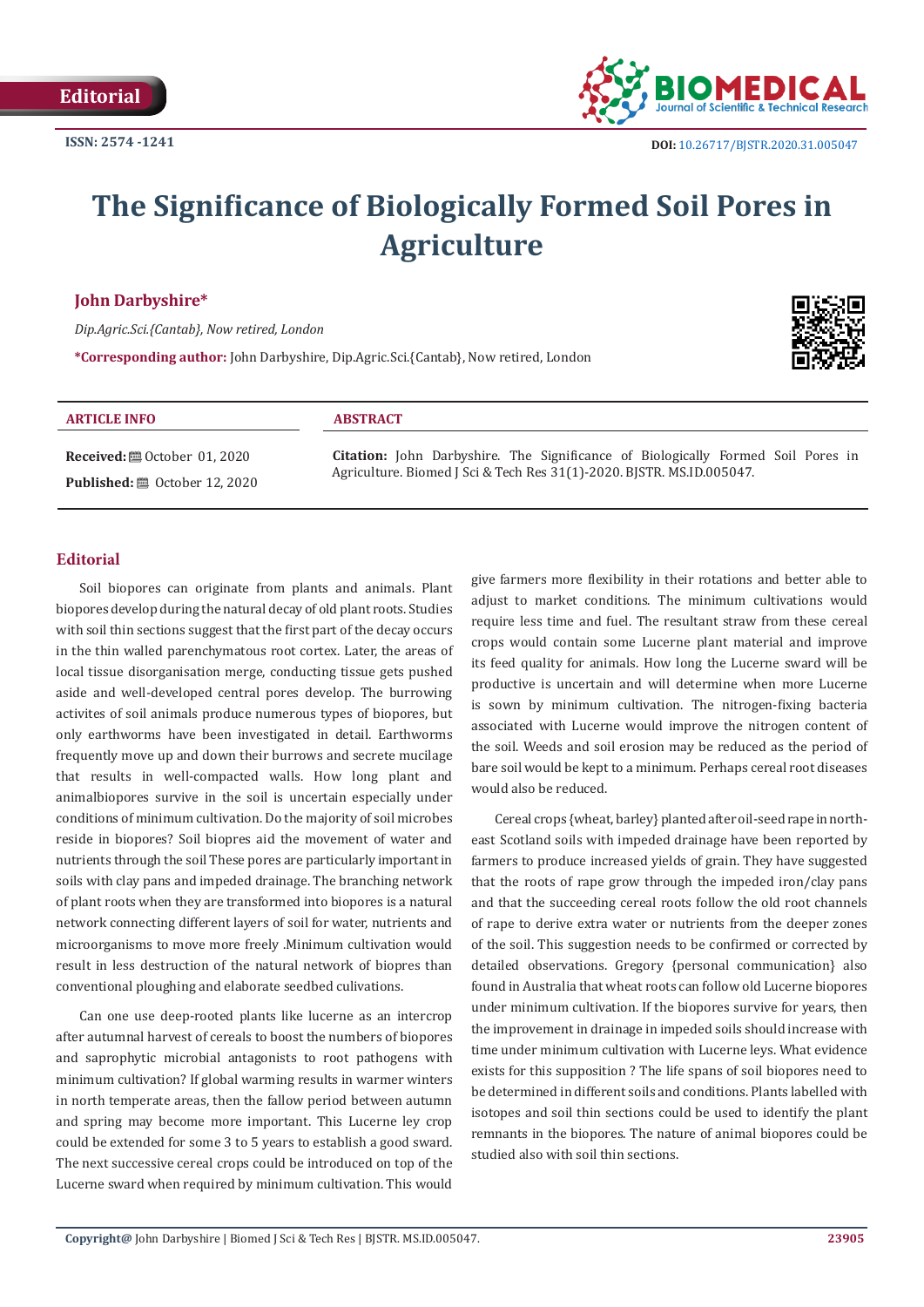Editorial

ISSN: 2574 -1241

DOI: 10.26717/BJSTR.2020.31.005047

# The Significance of Biologically Formed Soil Pores in Agriculture

**John Darbyshire***

*Dip.Agric.Sci.{Cantab}, Now retired, London*

***Corresponding author:** John Darbyshire, Dip.Agric.Sci.{Cantab}, Now retired, London

**ARTICLE INFO**

**Received:** October 01, 2020

**Published:** October 12, 2020

**ABSTRACT**

**Citation:** John Darbyshire. The Significance of Biologically Formed Soil Pores in Agriculture. Biomed J Sci & Tech Res 31(1)-2020. BJSTR. MS.ID.005047.

## Editorial

Soil biopores can originate from plants and animals. Plant biopores develop during the natural decay of old plant roots. Studies with soil thin sections suggest that the first part of the decay occurs in the thin walled parenchymatous root cortex. Later, the areas of local tissue disorganisation merge, conducting tissue gets pushed aside and well-developed central pores develop. The burrowing activites of soil animals produce numerous types of biopores, but only earthworms have been investigated in detail. Earthworms frequently move up and down their burrows and secrete mucilage that results in well-compacted walls. How long plant and animalbiopores survive in the soil is uncertain especially under conditions of minimum cultivation. Do the majority of soil microbes reside in biopores? Soil biopres aid the movement of water and nutrients through the soil These pores are particularly important in soils with clay pans and impeded drainage. The branching network of plant roots when they are transformed into biopores is a natural network connecting different layers of soil for water, nutrients and microorganisms to move more freely .Minimum cultivation would result in less destruction of the natural network of biopres than conventional ploughing and elaborate seedbed culivations.

Can one use deep-rooted plants like lucerne as an intercrop after autumnal harvest of cereals to boost the numbers of biopores and saprophytic microbial antagonists to root pathogens with minimum cultivation? If global warming results in warmer winters in north temperate areas, then the fallow period between autumn and spring may become more important. This Lucerne ley crop could be extended for some 3 to 5 years to establish a good sward. The next successive cereal crops could be introduced on top of the Lucerne sward when required by minimum cultivation. This would give farmers more flexibility in their rotations and better able to adjust to market conditions. The minimum cultivations would require less time and fuel. The resultant straw from these cereal crops would contain some Lucerne plant material and improve its feed quality for animals. How long the Lucerne sward will be productive is uncertain and will determine when more Lucerne is sown by minimum cultivation. The nitrogen-fixing bacteria associated with Lucerne would improve the nitrogen content of the soil. Weeds and soil erosion may be reduced as the period of bare soil would be kept to a minimum. Perhaps cereal root diseases would also be reduced.

Cereal crops {wheat, barley} planted after oil-seed rape in north-east Scotland soils with impeded drainage have been reported by farmers to produce increased yields of grain. They have suggested that the roots of rape grow through the impeded iron/clay pans and that the succeeding cereal roots follow the old root channels of rape to derive extra water or nutrients from the deeper zones of the soil. This suggestion needs to be confirmed or corrected by detailed observations. Gregory {personal communication} also found in Australia that wheat roots can follow old Lucerne biopores under minimum cultivation. If the biopores survive for years, then the improvement in drainage in impeded soils should increase with time under minimum cultivation with Lucerne leys. What evidence exists for this supposition ? The life spans of soil biopores need to be determined in different soils and conditions. Plants labelled with isotopes and soil thin sections could be used to identify the plant remnants in the biopores. The nature of animal biopores could be studied also with soil thin sections.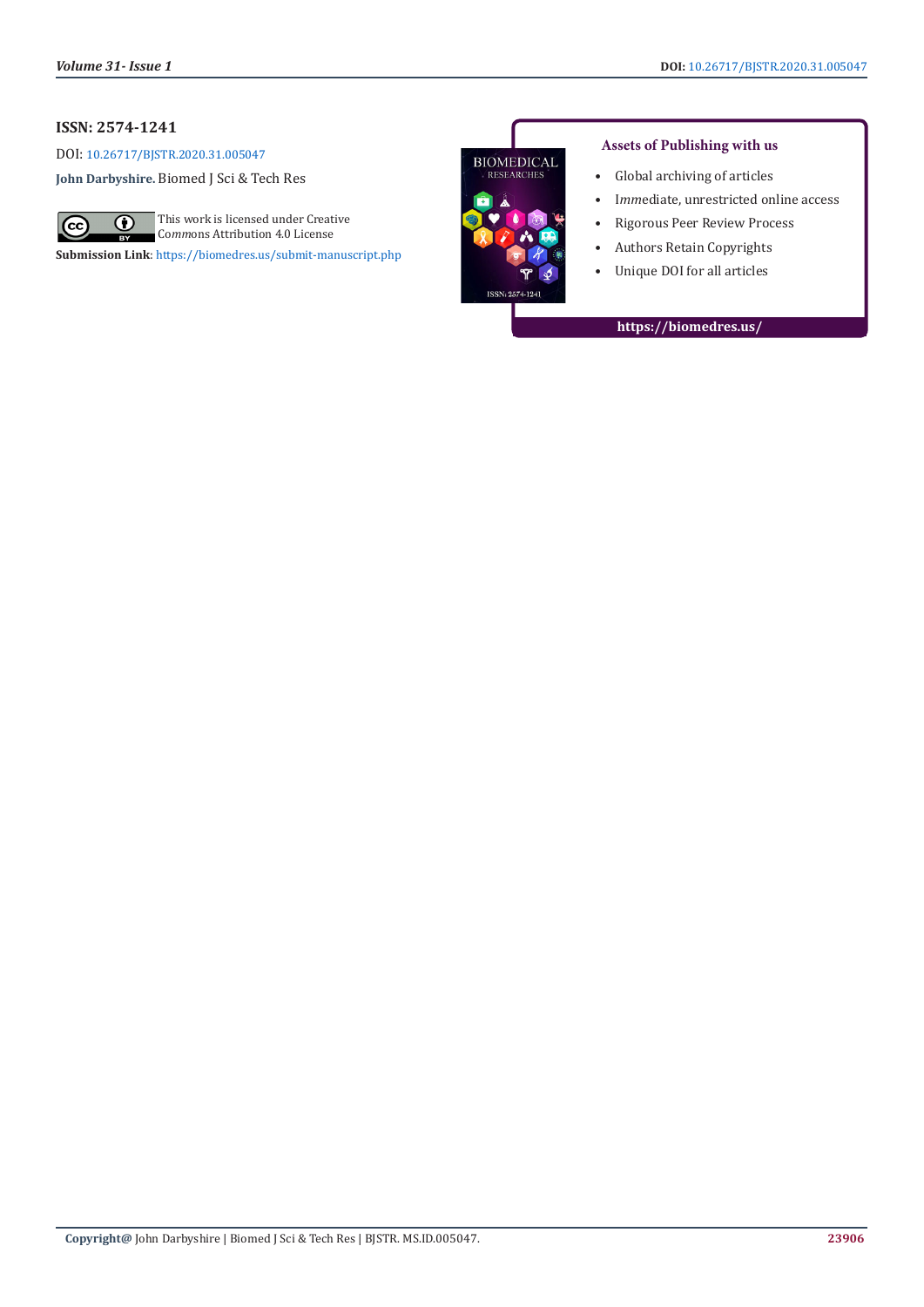**ISSN: 2574-1241**

DOI: 10.26717/BJSTR.2020.31.005047

**John Darbyshire.** Biomed J Sci & Tech Res

This work is licensed under Creative Commons Attribution 4.0 License

**Submission Link**: https://biomedres.us/submit-manuscript.php

**Assets of Publishing with us**

- Global archiving of articles
- Immediate, unrestricted online access
- Rigorous Peer Review Process
- Authors Retain Copyrights
- Unique DOI for all articles

**https://biomedres.us/**